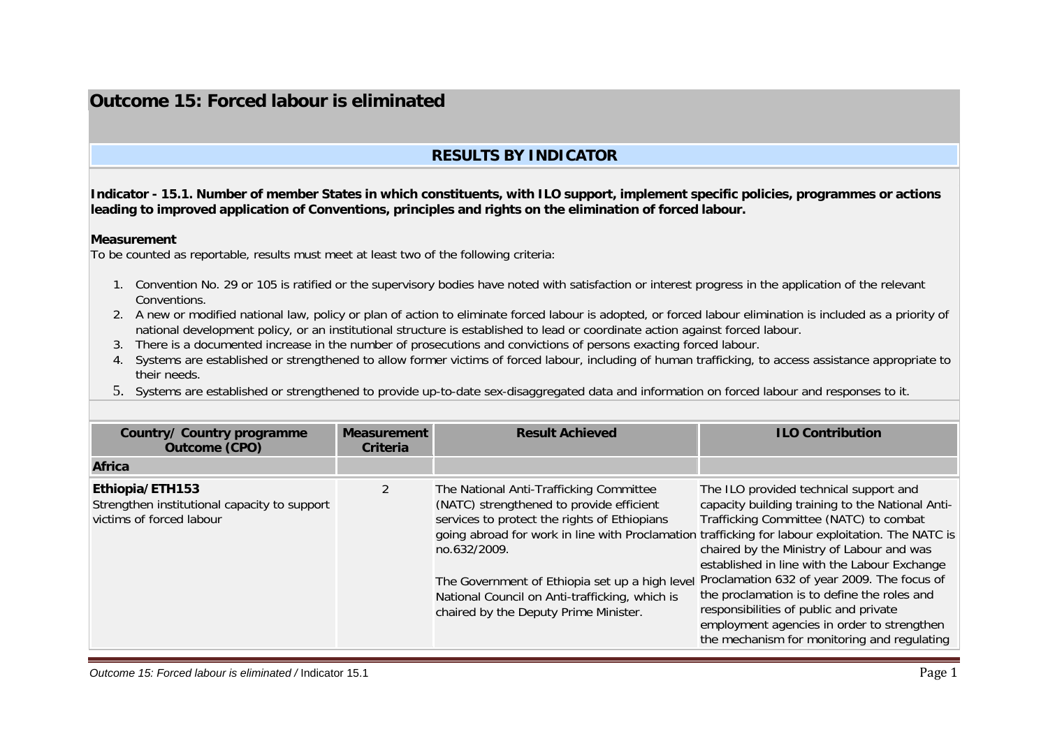# Outcome 15: Forced labour is eliminated

## RESULTS BY INDICATOR

**Indicator - 15.1. Number of member States in which constituents, with ILO support, implement specific policies, programmes or actions leading to improved application of Conventions, principles and rights on the elimination of forced labour.**

**Measurement**

To be counted as reportable, results must meet at least two of the following criteria:

1. Convention No. 29 or 105 is ratified or the supervisory bodies have noted with satisfaction or interest progress in the application of the relevant Conventions.
2. A new or modified national law, policy or plan of action to eliminate forced labour is adopted, or forced labour elimination is included as a priority of national development policy, or an institutional structure is established to lead or coordinate action against forced labour.
3. There is a documented increase in the number of prosecutions and convictions of persons exacting forced labour.
4. Systems are established or strengthened to allow former victims of forced labour, including of human trafficking, to access assistance appropriate to their needs.
5. Systems are established or strengthened to provide up-to-date sex-disaggregated data and information on forced labour and responses to it.

| Country/ Country programme Outcome (CPO) | Measurement Criteria | Result Achieved | ILO Contribution |
|---|---|---|---|
| **Africa** | | | |
| **Ethiopia/ETH153**<br>Strengthen institutional capacity to support victims of forced labour | 2 | The National Anti-Trafficking Committee (NATC) strengthened to provide efficient services to protect the rights of Ethiopians going abroad for work in line with Proclamation no.632/2009.<br><br>The Government of Ethiopia set up a high level National Council on Anti-trafficking, which is chaired by the Deputy Prime Minister. | The ILO provided technical support and capacity building training to the National Anti-Trafficking Committee (NATC) to combat trafficking for labour exploitation. The NATC is chaired by the Ministry of Labour and was established in line with the Labour Exchange Proclamation 632 of year 2009. The focus of the proclamation is to define the roles and responsibilities of public and private employment agencies in order to strengthen the mechanism for monitoring and regulating |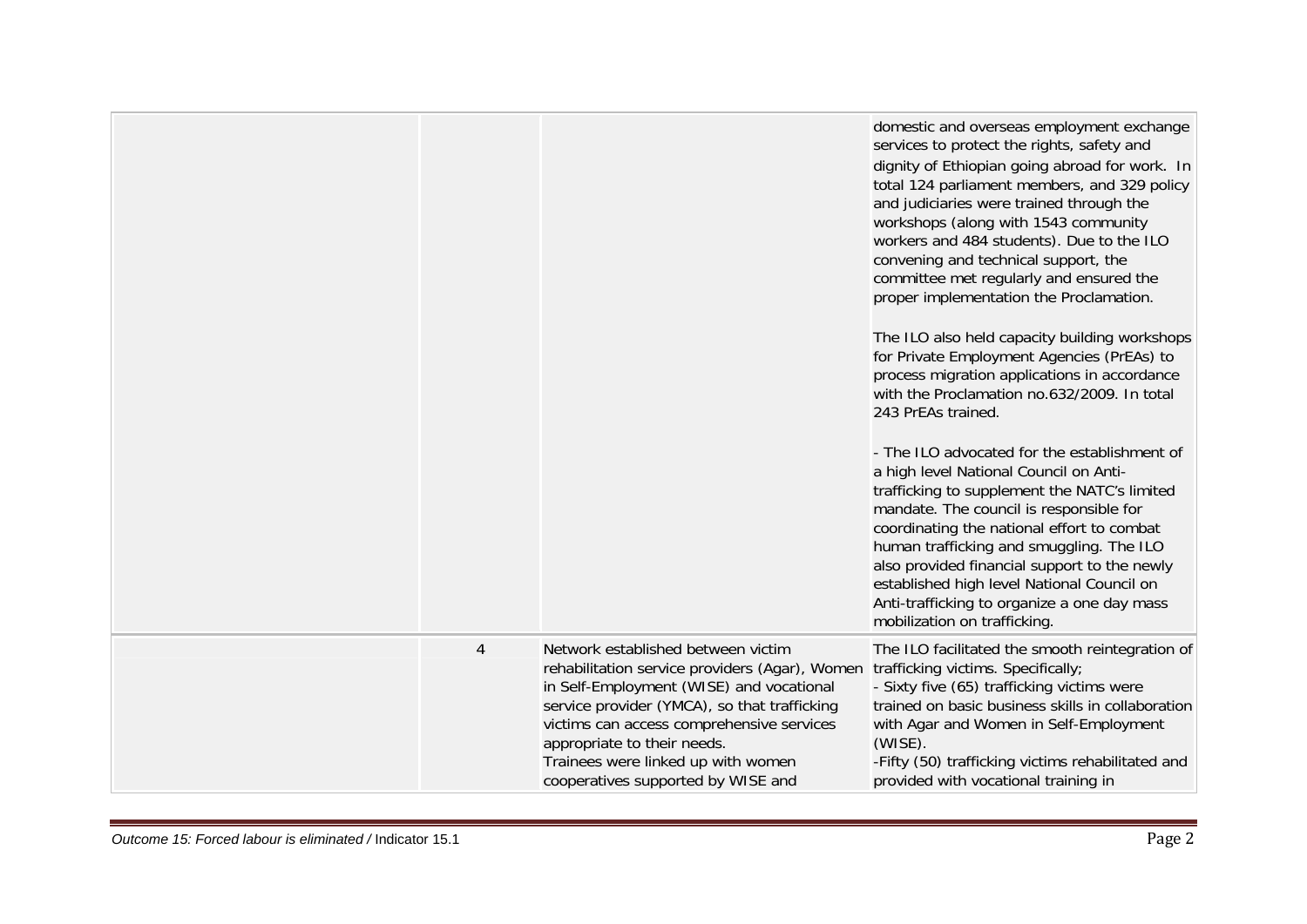| | | | |
|---|---|---|---|
| | | | domestic and overseas employment exchange services to protect the rights, safety and dignity of Ethiopian going abroad for work. In total 124 parliament members, and 329 policy and judiciaries were trained through the workshops (along with 1543 community workers and 484 students). Due to the ILO convening and technical support, the committee met regularly and ensured the proper implementation the Proclamation.<br><br>The ILO also held capacity building workshops for Private Employment Agencies (PrEAs) to process migration applications in accordance with the Proclamation no.632/2009. In total 243 PrEAs trained.<br><br>- The ILO advocated for the establishment of a high level National Council on Anti-trafficking to supplement the NATC's limited mandate. The council is responsible for coordinating the national effort to combat human trafficking and smuggling. The ILO also provided financial support to the newly established high level National Council on Anti-trafficking to organize a one day mass mobilization on trafficking. |
| | 4 | Network established between victim rehabilitation service providers (Agar), Women in Self-Employment (WISE) and vocational service provider (YMCA), so that trafficking victims can access comprehensive services appropriate to their needs.<br>Trainees were linked up with women cooperatives supported by WISE and | The ILO facilitated the smooth reintegration of trafficking victims. Specifically;<br>- Sixty five (65) trafficking victims were trained on basic business skills in collaboration with Agar and Women in Self-Employment (WISE).<br>-Fifty (50) trafficking victims rehabilitated and provided with vocational training in |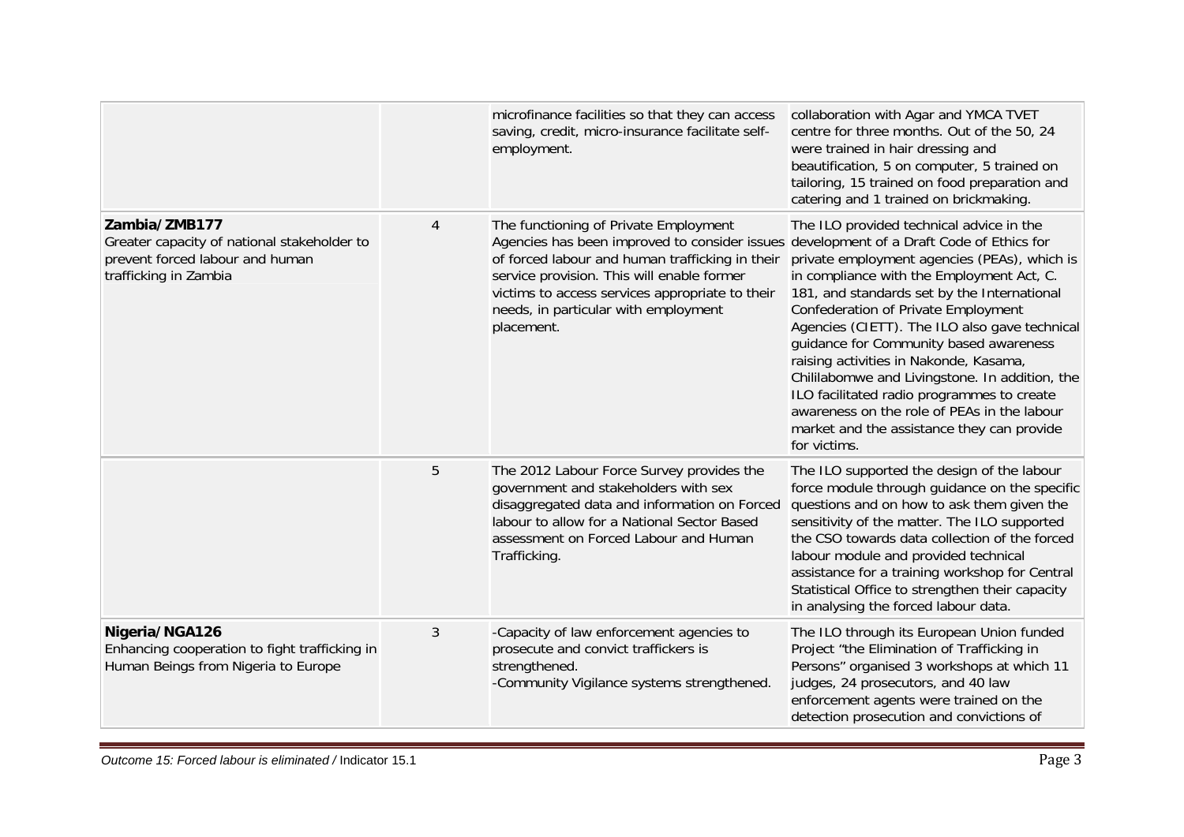| | | | |
|---|---|---|---|
| | | microfinance facilities so that they can access saving, credit, micro-insurance facilitate self-employment. | collaboration with Agar and YMCA TVET centre for three months. Out of the 50, 24 were trained in hair dressing and beautification, 5 on computer, 5 trained on tailoring, 15 trained on food preparation and catering and 1 trained on brickmaking. |
| **Zambia/ZMB177** Greater capacity of national stakeholder to prevent forced labour and human trafficking in Zambia | 4 | The functioning of Private Employment Agencies has been improved to consider issues of forced labour and human trafficking in their service provision. This will enable former victims to access services appropriate to their needs, in particular with employment placement. | The ILO provided technical advice in the development of a Draft Code of Ethics for private employment agencies (PEAs), which is in compliance with the Employment Act, C. 181, and standards set by the International Confederation of Private Employment Agencies (CIETT). The ILO also gave technical guidance for Community based awareness raising activities in Nakonde, Kasama, Chililabomwe and Livingstone. In addition, the ILO facilitated radio programmes to create awareness on the role of PEAs in the labour market and the assistance they can provide for victims. |
| | 5 | The 2012 Labour Force Survey provides the government and stakeholders with sex disaggregated data and information on Forced labour to allow for a National Sector Based assessment on Forced Labour and Human Trafficking. | The ILO supported the design of the labour force module through guidance on the specific questions and on how to ask them given the sensitivity of the matter. The ILO supported the CSO towards data collection of the forced labour module and provided technical assistance for a training workshop for Central Statistical Office to strengthen their capacity in analysing the forced labour data. |
| **Nigeria/NGA126** Enhancing cooperation to fight trafficking in Human Beings from Nigeria to Europe | 3 | -Capacity of law enforcement agencies to prosecute and convict traffickers is strengthened.<br>-Community Vigilance systems strengthened. | The ILO through its European Union funded Project "the Elimination of Trafficking in Persons" organised 3 workshops at which 11 judges, 24 prosecutors, and 40 law enforcement agents were trained on the detection prosecution and convictions of |

*Outcome 15: Forced labour is eliminated /* Indicator 15.1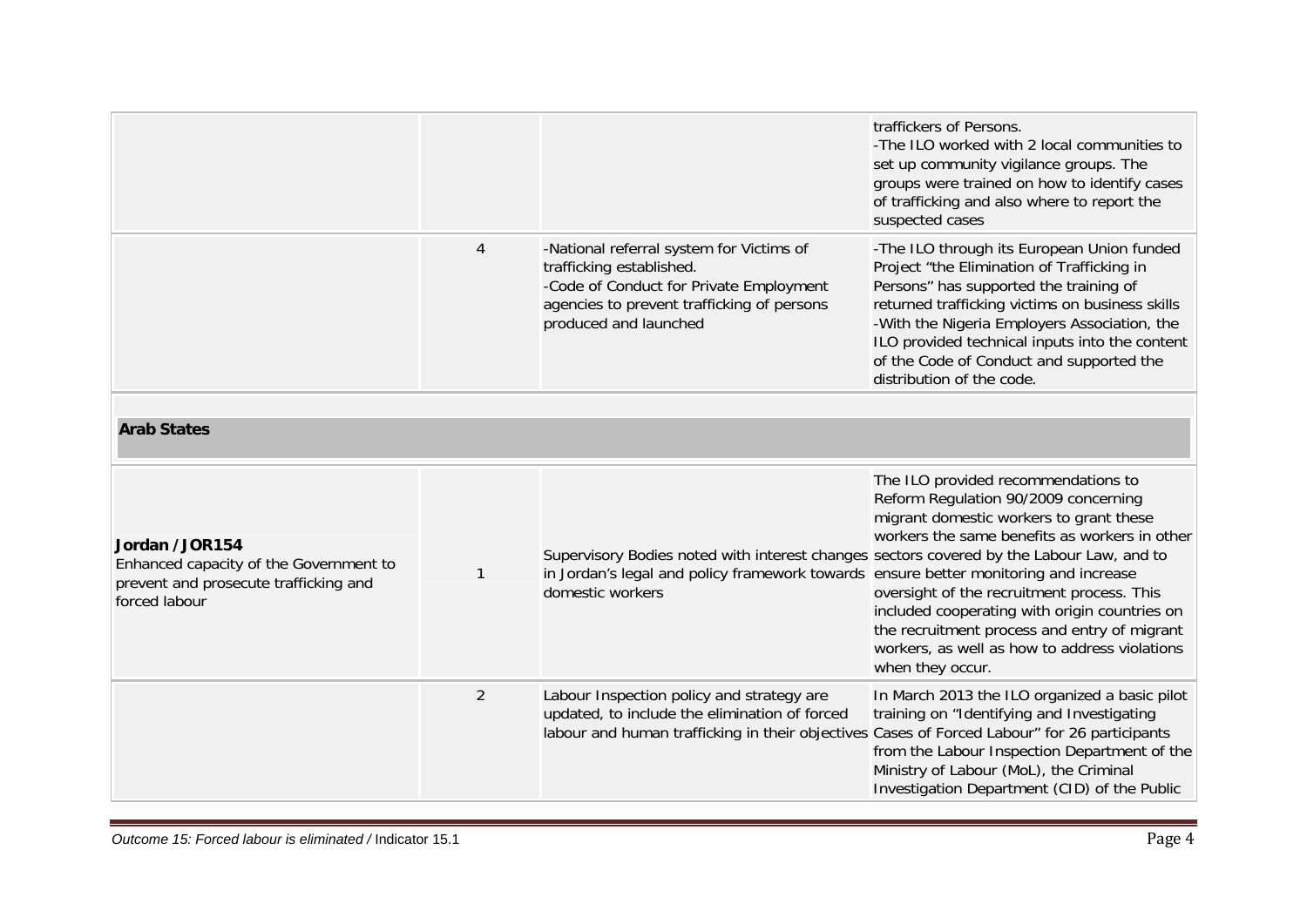| | | | |
|---|---|---|---|
| | | | trafficker of Persons.<br>-The ILO worked with 2 local communities to set up community vigilance groups. The groups were trained on how to identify cases of trafficking and also where to report the suspected cases |
| | 4 | -National referral system for Victims of trafficking established.<br>-Code of Conduct for Private Employment agencies to prevent trafficking of persons produced and launched | -The ILO through its European Union funded Project "the Elimination of Trafficking in Persons" has supported the training of returned trafficking victims on business skills<br>-With the Nigeria Employers Association, the ILO provided technical inputs into the content of the Code of Conduct and supported the distribution of the code. |
| **Arab States** | | | |
| **Jordan / JOR154**<br>Enhanced capacity of the Government to prevent and prosecute trafficking and forced labour | 1 | Supervisory Bodies noted with interest changes in Jordan's legal and policy framework towards domestic workers | The ILO provided recommendations to Reform Regulation 90/2009 concerning migrant domestic workers to grant these workers the same benefits as workers in other sectors covered by the Labour Law, and to ensure better monitoring and increase oversight of the recruitment process. This included cooperating with origin countries on the recruitment process and entry of migrant workers, as well as how to address violations when they occur. |
| | 2 | Labour Inspection policy and strategy are updated, to include the elimination of forced labour and human trafficking in their objectives | In March 2013 the ILO organized a basic pilot training on "Identifying and Investigating Cases of Forced Labour" for 26 participants from the Labour Inspection Department of the Ministry of Labour (MoL), the Criminal Investigation Department (CID) of the Public |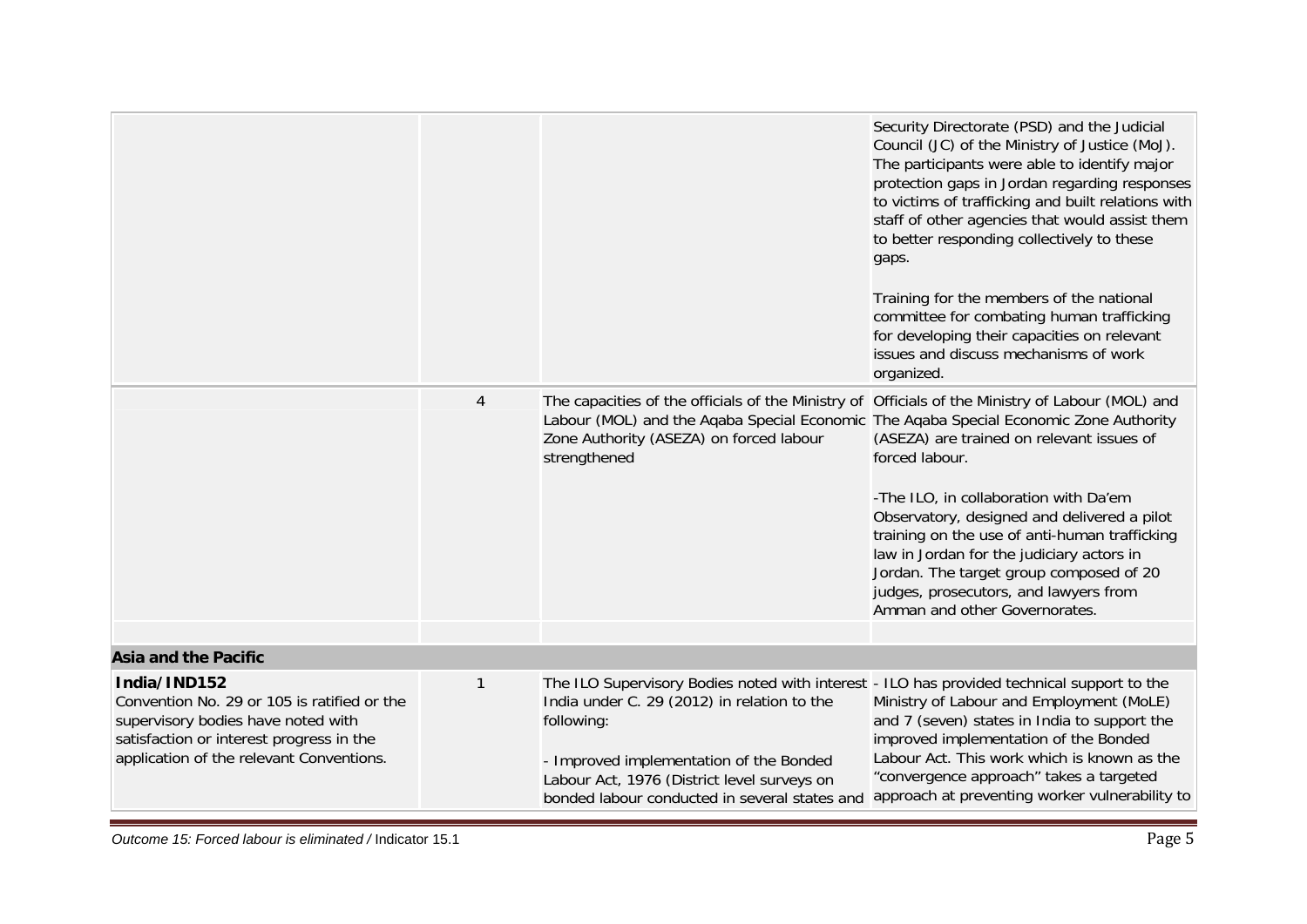| | | | |
|---|---|---|---|
| | | | Security Directorate (PSD) and the Judicial Council (JC) of the Ministry of Justice (MoJ). The participants were able to identify major protection gaps in Jordan regarding responses to victims of trafficking and built relations with staff of other agencies that would assist them to better responding collectively to these gaps.<br><br>Training for the members of the national committee for combating human trafficking for developing their capacities on relevant issues and discuss mechanisms of work organized. |
| | 4 | The capacities of the officials of the Ministry of Labour (MOL) and the Aqaba Special Economic Zone Authority (ASEZA) on forced labour strengthened | Officials of the Ministry of Labour (MOL) and The Aqaba Special Economic Zone Authority (ASEZA) are trained on relevant issues of forced labour.<br><br>-The ILO, in collaboration with Da'em Observatory, designed and delivered a pilot training on the use of anti-human trafficking law in Jordan for the judiciary actors in Jordan. The target group composed of 20 judges, prosecutors, and lawyers from Amman and other Governorates. |
| | | | |
| **Asia and the Pacific** | | | |
| **India/IND152**<br>Convention No. 29 or 105 is ratified or the supervisory bodies have noted with satisfaction or interest progress in the application of the relevant Conventions. | 1 | The ILO Supervisory Bodies noted with interest India under C. 29 (2012) in relation to the following:<br><br>- Improved implementation of the Bonded Labour Act, 1976 (District level surveys on bonded labour conducted in several states and | - ILO has provided technical support to the Ministry of Labour and Employment (MoLE) and 7 (seven) states in India to support the improved implementation of the Bonded Labour Act. This work which is known as the "convergence approach" takes a targeted approach at preventing worker vulnerability to |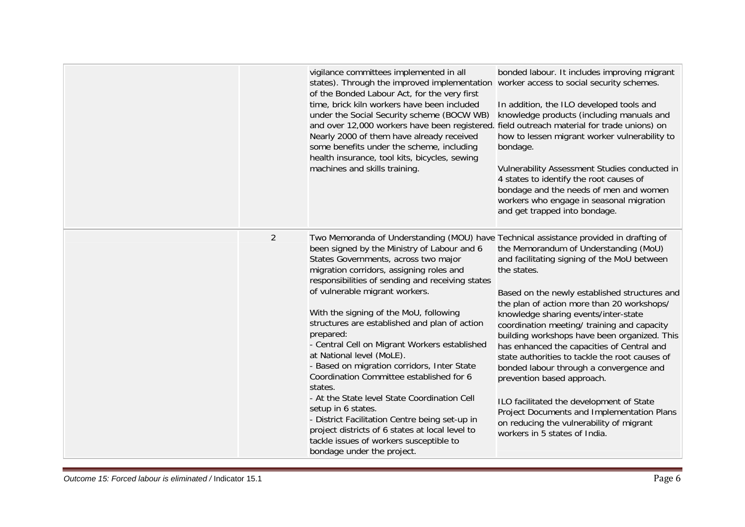| | | | |
|---|---|---|---|
| | | vigilance committees implemented in all states). Through the improved implementation of the Bonded Labour Act, for the very first time, brick kiln workers have been included under the Social Security scheme (BOCW WB) and over 12,000 workers have been registered. Nearly 2000 of them have already received some benefits under the scheme, including health insurance, tool kits, bicycles, sewing machines and skills training. | bonded labour. It includes improving migrant worker access to social security schemes.<br><br>In addition, the ILO developed tools and knowledge products (including manuals and field outreach material for trade unions) on how to lessen migrant worker vulnerability to bondage.<br><br>Vulnerability Assessment Studies conducted in 4 states to identify the root causes of bondage and the needs of men and women workers who engage in seasonal migration and get trapped into bondage. |
| | 2 | Two Memoranda of Understanding (MOU) have been signed by the Ministry of Labour and 6 States Governments, across two major migration corridors, assigning roles and responsibilities of sending and receiving states of vulnerable migrant workers.<br><br>With the signing of the MoU, following structures are established and plan of action prepared:<br>- Central Cell on Migrant Workers established at National level (MoLE).<br>- Based on migration corridors, Inter State Coordination Committee established for 6 states.<br>- At the State level State Coordination Cell setup in 6 states.<br>- District Facilitation Centre being set-up in project districts of 6 states at local level to tackle issues of workers susceptible to bondage under the project. | Technical assistance provided in drafting of the Memorandum of Understanding (MoU) and facilitating signing of the MoU between the states.<br><br>Based on the newly established structures and the plan of action more than 20 workshops/ knowledge sharing events/inter-state coordination meeting/ training and capacity building workshops have been organized. This has enhanced the capacities of Central and state authorities to tackle the root causes of bonded labour through a convergence and prevention based approach.<br><br>ILO facilitated the development of State Project Documents and Implementation Plans on reducing the vulnerability of migrant workers in 5 states of India. |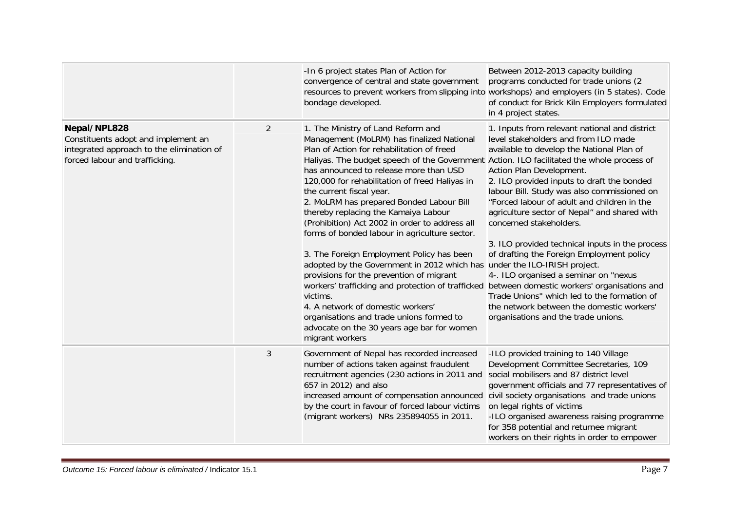| | | | |
|---|---|---|---|
| | | -In 6 project states Plan of Action for convergence of central and state government resources to prevent workers from slipping into bondage developed. | Between 2012-2013 capacity building programs conducted for trade unions (2 workshops) and employers (in 5 states). Code of conduct for Brick Kiln Employers formulated in 4 project states. |
| **Nepal/NPL828**<br>Constituents adopt and implement an integrated approach to the elimination of forced labour and trafficking. | 2 | 1. The Ministry of Land Reform and Management (MoLRM) has finalized National Plan of Action for rehabilitation of freed Haliyas. The budget speech of the Government has announced to release more than USD 120,000 for rehabilitation of freed Haliyas in the current fiscal year.<br>2. MoLRM has prepared Bonded Labour Bill thereby replacing the Kamaiya Labour (Prohibition) Act 2002 in order to address all forms of bonded labour in agriculture sector.<br>3. The Foreign Employment Policy has been adopted by the Government in 2012 which has provisions for the prevention of migrant workers' trafficking and protection of trafficked victims.<br>4. A network of domestic workers' organisations and trade unions formed to advocate on the 30 years age bar for women migrant workers | 1. Inputs from relevant national and district level stakeholders and from ILO made available to develop the National Plan of Action. ILO facilitated the whole process of Action Plan Development.<br>2. ILO provided inputs to draft the bonded labour Bill. Study was also commissioned on "Forced labour of adult and children in the agriculture sector of Nepal" and shared with concerned stakeholders.<br>3. ILO provided technical inputs in the process of drafting the Foreign Employment policy under the ILO-IRISH project.<br>4-. ILO organised a seminar on "nexus between domestic workers' organisations and Trade Unions" which led to the formation of the network between the domestic workers' organisations and the trade unions. |
| | 3 | Government of Nepal has recorded increased number of actions taken against fraudulent recruitment agencies (230 actions in 2011 and 657 in 2012) and also increased amount of compensation announced by the court in favour of forced labour victims (migrant workers) NRs 235894055 in 2011. | -ILO provided training to 140 Village Development Committee Secretaries, 109 social mobilisers and 87 district level government officials and 77 representatives of civil society organisations and trade unions on legal rights of victims<br>-ILO organised awareness raising programme for 358 potential and returnee migrant workers on their rights in order to empower |

*Outcome 15: Forced labour is eliminated /* Indicator 15.1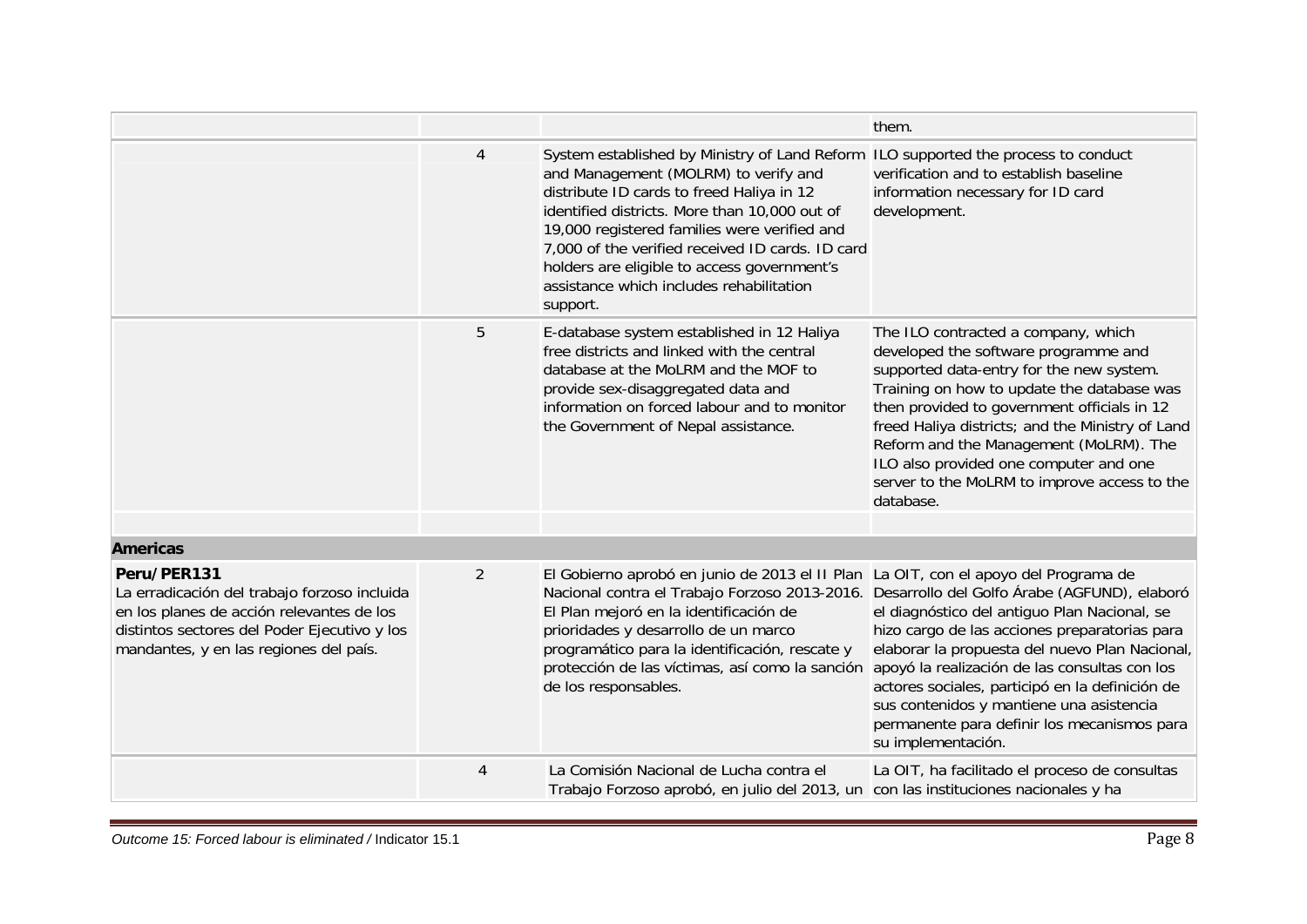| | | | |
|---|---|---|---|
| | | | them. |
| | 4 | System established by Ministry of Land Reform and Management (MOLRM) to verify and distribute ID cards to freed Haliya in 12 identified districts. More than 10,000 out of 19,000 registered families were verified and 7,000 of the verified received ID cards. ID card holders are eligible to access government's assistance which includes rehabilitation support. | ILO supported the process to conduct verification and to establish baseline information necessary for ID card development. |
| | 5 | E-database system established in 12 Haliya free districts and linked with the central database at the MoLRM and the MOF to provide sex-disaggregated data and information on forced labour and to monitor the Government of Nepal assistance. | The ILO contracted a company, which developed the software programme and supported data-entry for the new system. Training on how to update the database was then provided to government officials in 12 freed Haliya districts; and the Ministry of Land Reform and the Management (MoLRM). The ILO also provided one computer and one server to the MoLRM to improve access to the database. |
| | | | |
| **Americas** | | | |
| **Peru/PER131**<br>La erradicación del trabajo forzoso incluida en los planes de acción relevantes de los distintos sectores del Poder Ejecutivo y los mandantes, y en las regiones del país. | 2 | El Gobierno aprobó en junio de 2013 el II Plan Nacional contra el Trabajo Forzoso 2013-2016. El Plan mejoró en la identificación de prioridades y desarrollo de un marco programático para la identificación, rescate y protección de las víctimas, así como la sanción de los responsables. | La OIT, con el apoyo del Programa de Desarrollo del Golfo Árabe (AGFUND), elaboró el diagnóstico del antiguo Plan Nacional, se hizo cargo de las acciones preparatorias para elaborar la propuesta del nuevo Plan Nacional, apoyó la realización de las consultas con los actores sociales, participó en la definición de sus contenidos y mantiene una asistencia permanente para definir los mecanismos para su implementación. |
| | 4 | La Comisión Nacional de Lucha contra el Trabajo Forzoso aprobó, en julio del 2013, un | La OIT, ha facilitado el proceso de consultas con las instituciones nacionales y ha |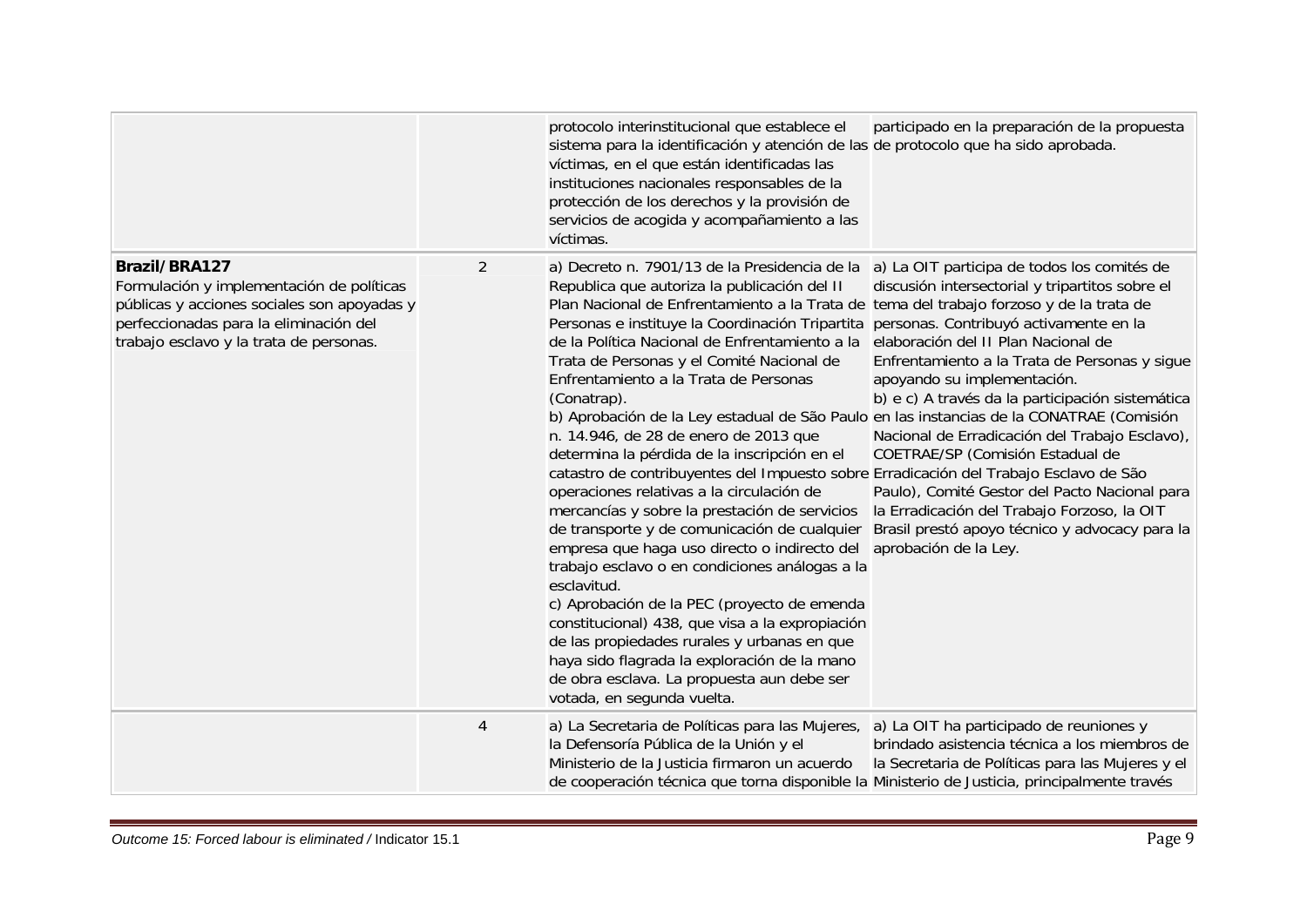| | | | |
|---|---|---|---|
| | | protocolo interinstitucional que establece el sistema para la identificación y atención de las víctimas, en el que están identificadas las instituciones nacionales responsables de la protección de los derechos y la provisión de servicios de acogida y acompañamiento a las víctimas. | participado en la preparación de la propuesta de protocolo que ha sido aprobada. |
| **Brazil/BRA127**<br>Formulación y implementación de políticas públicas y acciones sociales son apoyadas y perfeccionadas para la eliminación del trabajo esclavo y la trata de personas. | 2 | a) Decreto n. 7901/13 de la Presidencia de la Republica que autoriza la publicación del II Plan Nacional de Enfrentamiento a la Trata de Personas e instituye la Coordinación Tripartita de la Política Nacional de Enfrentamiento a la Trata de Personas y el Comité Nacional de Enfrentamiento a la Trata de Personas (Conatrap).<br>b) Aprobación de la Ley estadual de São Paulo n. 14.946, de 28 de enero de 2013 que determina la pérdida de la inscripción en el catastro de contribuyentes del Impuesto sobre operaciones relativas a la circulación de mercancías y sobre la prestación de servicios de transporte y de comunicación de cualquier empresa que haga uso directo o indirecto del trabajo esclavo o en condiciones análogas a la esclavitud.<br>c) Aprobación de la PEC (proyecto de emenda constitucional) 438, que visa a la expropiación de las propiedades rurales y urbanas en que haya sido flagrada la exploración de la mano de obra esclava. La propuesta aun debe ser votada, en segunda vuelta. | a) La OIT participa de todos los comités de discusión intersectorial y tripartitos sobre el tema del trabajo forzoso y de la trata de personas. Contribuyó activamente en la elaboración del II Plan Nacional de Enfrentamiento a la Trata de Personas y sigue apoyando su implementación.<br>b) e c) A través da la participación sistemática en las instancias de la CONATRAE (Comisión Nacional de Erradicación del Trabajo Esclavo), COETRAE/SP (Comisión Estadual de Erradicación del Trabajo Esclavo de São Paulo), Comité Gestor del Pacto Nacional para la Erradicación del Trabajo Forzoso, la OIT Brasil prestó apoyo técnico y advocacy para la aprobación de la Ley. |
| | 4 | a) La Secretaria de Políticas para las Mujeres, la Defensoría Pública de la Unión y el Ministerio de la Justicia firmaron un acuerdo de cooperación técnica que torna disponible la | a) La OIT ha participado de reuniones y brindado asistencia técnica a los miembros de la Secretaria de Políticas para las Mujeres y el Ministerio de Justicia, principalmente través |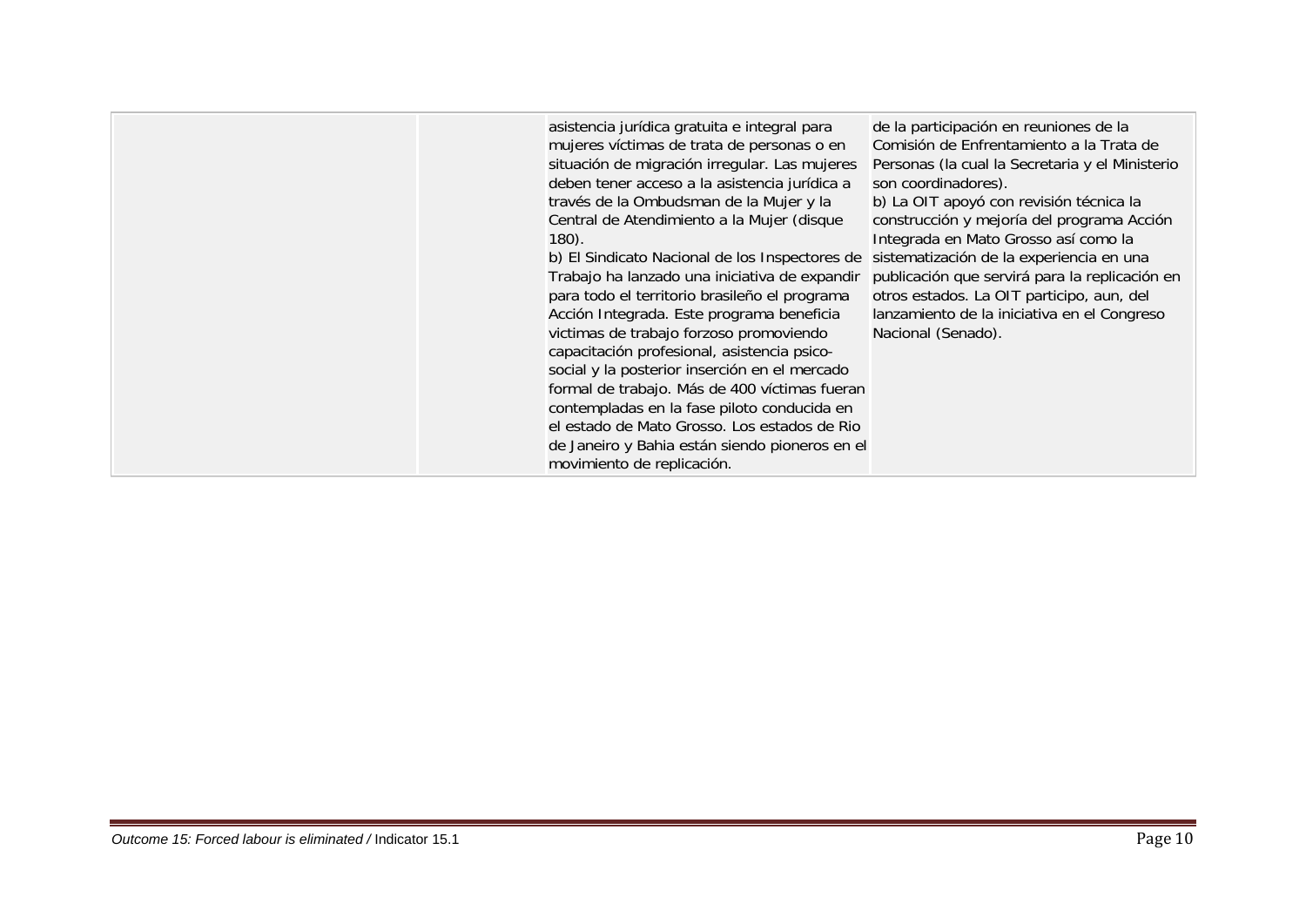| | | | |
|---|---|---|---|
| | | asistencia jurídica gratuita e integral para mujeres víctimas de trata de personas o en situación de migración irregular. Las mujeres deben tener acceso a la asistencia jurídica a través de la Ombudsman de la Mujer y la Central de Atendimiento a la Mujer (disque 180).<br>b) El Sindicato Nacional de los Inspectores de Trabajo ha lanzado una iniciativa de expandir para todo el territorio brasileño el programa Acción Integrada. Este programa beneficia victimas de trabajo forzoso promoviendo capacitación profesional, asistencia psico-social y la posterior inserción en el mercado formal de trabajo. Más de 400 víctimas fueran contempladas en la fase piloto conducida en el estado de Mato Grosso. Los estados de Rio de Janeiro y Bahia están siendo pioneros en el movimiento de replicación. | de la participación en reuniones de la Comisión de Enfrentamiento a la Trata de Personas (la cual la Secretaria y el Ministerio son coordinadores).<br>b) La OIT apoyó con revisión técnica la construcción y mejoría del programa Acción Integrada en Mato Grosso así como la sistematización de la experiencia en una publicación que servirá para la replicación en otros estados. La OIT participo, aun, del lanzamiento de la iniciativa en el Congreso Nacional (Senado). |